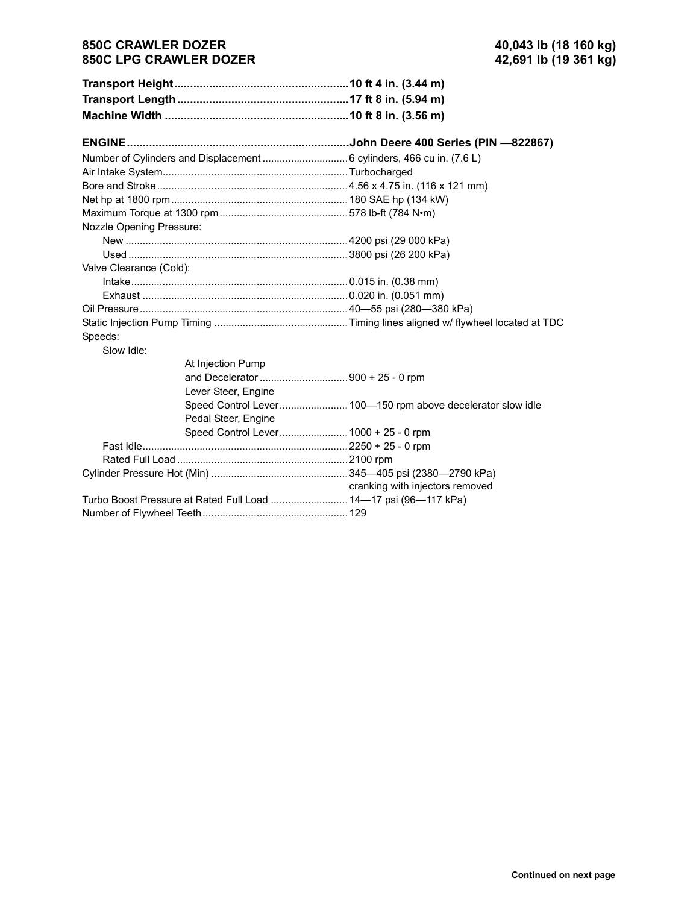**850C CRAWLER DOZER** **40,043 lb (18 160 kg)**
**850C LPG CRAWLER DOZER** **42,691 lb (19 361 kg)**

| | |
|---|---|
| **Transport Height** | **10 ft 4 in. (3.44 m)** |
| **Transport Length** | **17 ft 8 in. (5.94 m)** |
| **Machine Width** | **10 ft 8 in. (3.56 m)** |

| | |
|---|---|
| **ENGINE** | **John Deere 400 Series (PIN —822867)** |
| Number of Cylinders and Displacement | 6 cylinders, 466 cu in. (7.6 L) |
| Air Intake System | Turbocharged |
| Bore and Stroke | 4.56 x 4.75 in. (116 x 121 mm) |
| Net hp at 1800 rpm | 180 SAE hp (134 kW) |
| Maximum Torque at 1300 rpm | 578 lb-ft (784 N•m) |
| Nozzle Opening Pressure: | |
| New | 4200 psi (29 000 kPa) |
| Used | 3800 psi (26 200 kPa) |
| Valve Clearance (Cold): | |
| Intake | 0.015 in. (0.38 mm) |
| Exhaust | 0.020 in. (0.051 mm) |
| Oil Pressure | 40—55 psi (280—380 kPa) |
| Static Injection Pump Timing | Timing lines aligned w/ flywheel located at TDC |
| Speeds: | |
| Slow Idle: | |
| At Injection Pump and Decelerator | 900 + 25 - 0 rpm |
| Lever Steer, Engine Speed Control Lever | 100—150 rpm above decelerator slow idle |
| Pedal Steer, Engine Speed Control Lever | 1000 + 25 - 0 rpm |
| Fast Idle | 2250 + 25 - 0 rpm |
| Rated Full Load | 2100 rpm |
| Cylinder Pressure Hot (Min) | 345—405 psi (2380—2790 kPa) cranking with injectors removed |
| Turbo Boost Pressure at Rated Full Load | 14—17 psi (96—117 kPa) |
| Number of Flywheel Teeth | 129 |

**Continued on next page**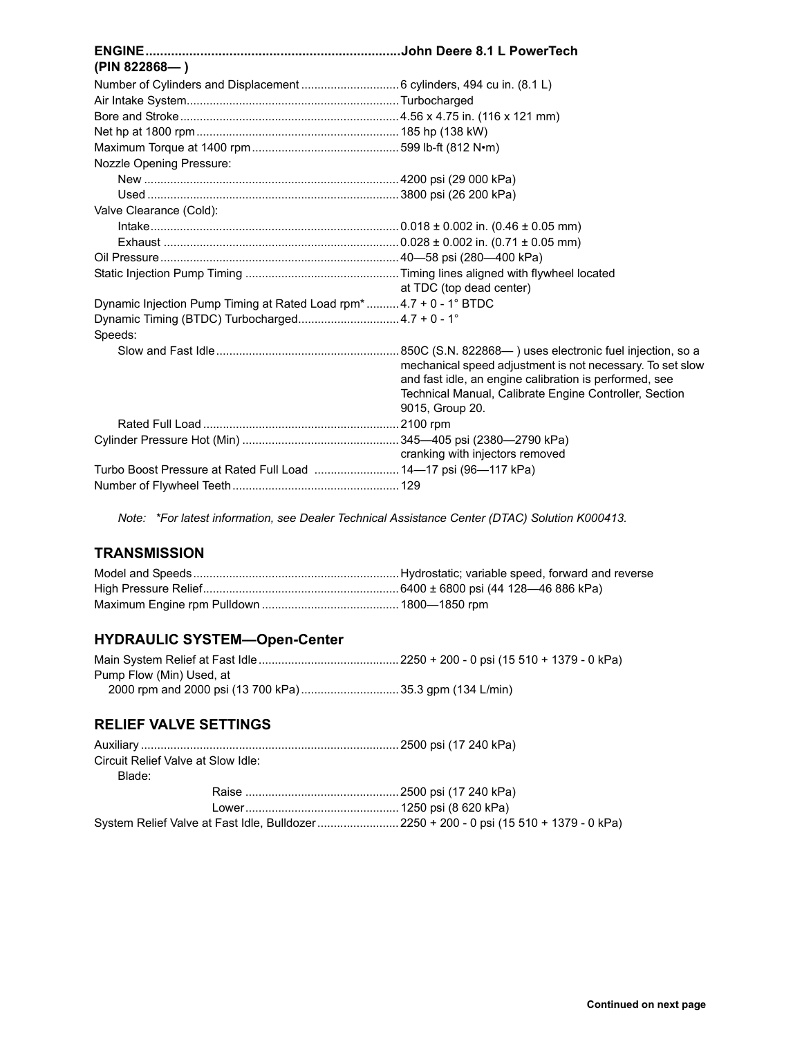## ENGINE (PIN 822868— )

**John Deere 8.1 L PowerTech**

| Item | Specification |
| --- | --- |
| Number of Cylinders and Displacement | 6 cylinders, 494 cu in. (8.1 L) |
| Air Intake System | Turbocharged |
| Bore and Stroke | 4.56 x 4.75 in. (116 x 121 mm) |
| Net hp at 1800 rpm | 185 hp (138 kW) |
| Maximum Torque at 1400 rpm | 599 lb-ft (812 N•m) |
| Nozzle Opening Pressure: | |
| New | 4200 psi (29 000 kPa) |
| Used | 3800 psi (26 200 kPa) |
| Valve Clearance (Cold): | |
| Intake | 0.018 ± 0.002 in. (0.46 ± 0.05 mm) |
| Exhaust | 0.028 ± 0.002 in. (0.71 ± 0.05 mm) |
| Oil Pressure | 40—58 psi (280—400 kPa) |
| Static Injection Pump Timing | Timing lines aligned with flywheel located at TDC (top dead center) |
| Dynamic Injection Pump Timing at Rated Load rpm* | 4.7 + 0 - 1° BTDC |
| Dynamic Timing (BTDC) Turbocharged | 4.7 + 0 - 1° |
| Speeds: | |
| Slow and Fast Idle | 850C (S.N. 822868— ) uses electronic fuel injection, so a mechanical speed adjustment is not necessary. To set slow and fast idle, an engine calibration is performed, see Technical Manual, Calibrate Engine Controller, Section 9015, Group 20. |
| Rated Full Load | 2100 rpm |
| Cylinder Pressure Hot (Min) | 345—405 psi (2380—2790 kPa) cranking with injectors removed |
| Turbo Boost Pressure at Rated Full Load | 14—17 psi (96—117 kPa) |
| Number of Flywheel Teeth | 129 |

*Note: *For latest information, see Dealer Technical Assistance Center (DTAC) Solution K000413.*

## TRANSMISSION

| Item | Specification |
| --- | --- |
| Model and Speeds | Hydrostatic; variable speed, forward and reverse |
| High Pressure Relief | 6400 ± 6800 psi (44 128—46 886 kPa) |
| Maximum Engine rpm Pulldown | 1800—1850 rpm |

## HYDRAULIC SYSTEM—Open-Center

| Item | Specification |
| --- | --- |
| Main System Relief at Fast Idle | 2250 + 200 - 0 psi (15 510 + 1379 - 0 kPa) |
| Pump Flow (Min) Used, at 2000 rpm and 2000 psi (13 700 kPa) | 35.3 gpm (134 L/min) |

## RELIEF VALVE SETTINGS

| Item | Specification |
| --- | --- |
| Auxiliary | 2500 psi (17 240 kPa) |
| Circuit Relief Valve at Slow Idle: | |
| Blade: | |
| Raise | 2500 psi (17 240 kPa) |
| Lower | 1250 psi (8 620 kPa) |
| System Relief Valve at Fast Idle, Bulldozer | 2250 + 200 - 0 psi (15 510 + 1379 - 0 kPa) |

**Continued on next page**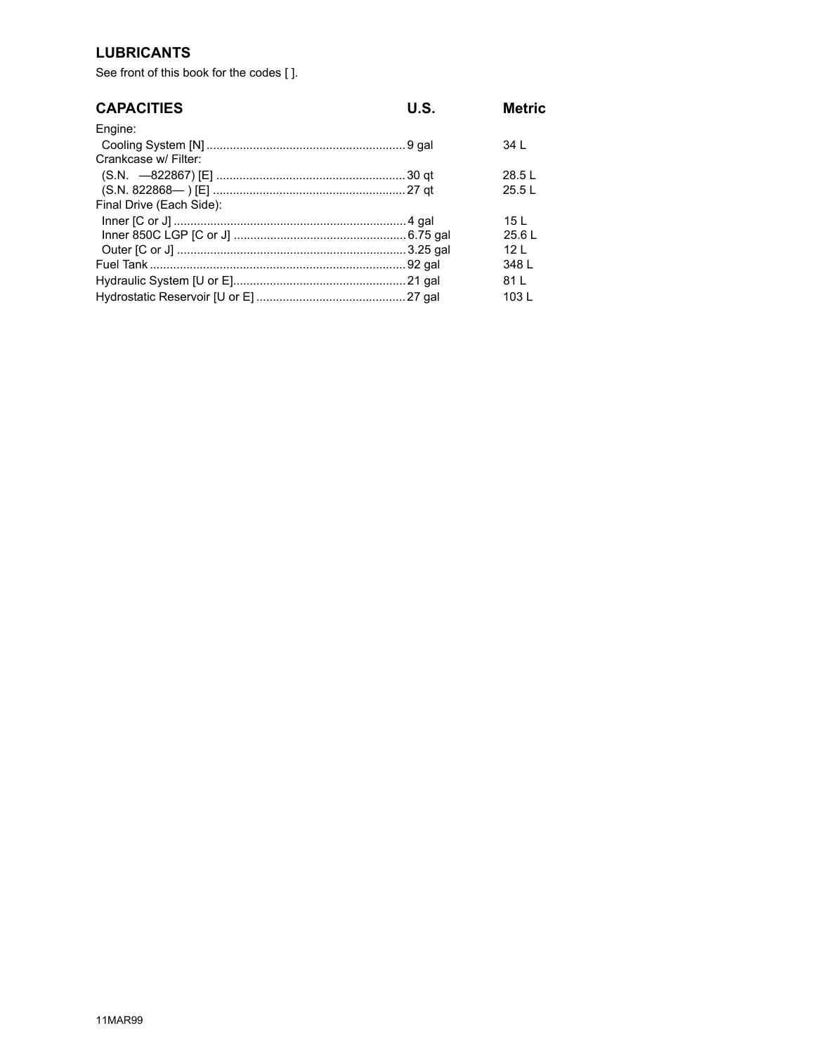## LUBRICANTS

See front of this book for the codes [ ].

| CAPACITIES | U.S. | Metric |
|---|---|---|
| Engine: | | |
| Cooling System [N] | 9 gal | 34 L |
| Crankcase w/ Filter: | | |
| (S.N. —822867) [E] | 30 qt | 28.5 L |
| (S.N. 822868— ) [E] | 27 qt | 25.5 L |
| Final Drive (Each Side): | | |
| Inner [C or J] | 4 gal | 15 L |
| Inner 850C LGP [C or J] | 6.75 gal | 25.6 L |
| Outer [C or J] | 3.25 gal | 12 L |
| Fuel Tank | 92 gal | 348 L |
| Hydraulic System [U or E] | 21 gal | 81 L |
| Hydrostatic Reservoir [U or E] | 27 gal | 103 L |

11MAR99